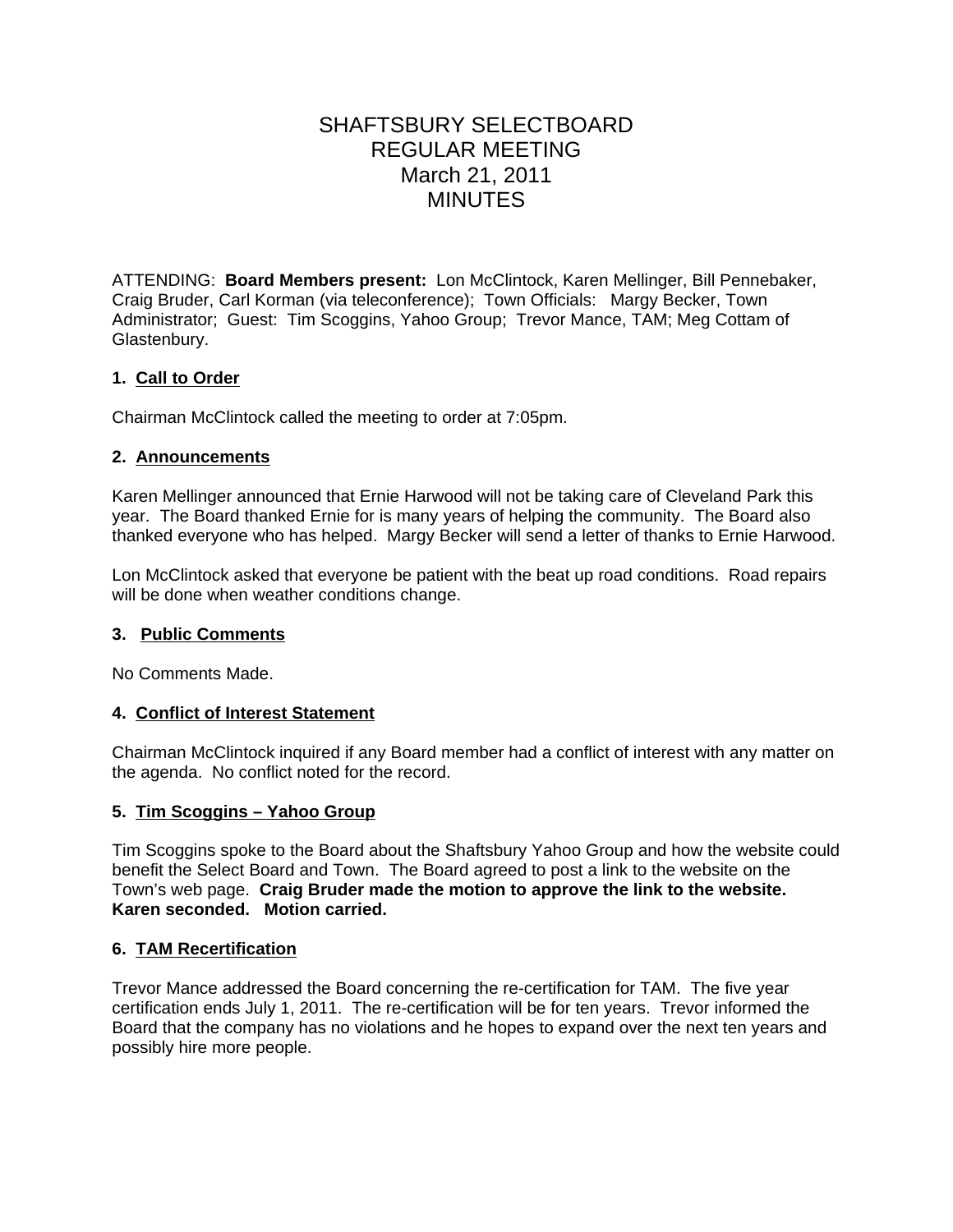# SHAFTSBURY SELECTBOARD
# REGULAR MEETING
# March 21, 2011
# MINUTES

ATTENDING: **Board Members present:** Lon McClintock, Karen Mellinger, Bill Pennebaker, Craig Bruder, Carl Korman (via teleconference); Town Officials: Margy Becker, Town Administrator; Guest: Tim Scoggins, Yahoo Group; Trevor Mance, TAM; Meg Cottam of Glastenbury.

**1. Call to Order**

Chairman McClintock called the meeting to order at 7:05pm.

**2. Announcements**

Karen Mellinger announced that Ernie Harwood will not be taking care of Cleveland Park this year. The Board thanked Ernie for is many years of helping the community. The Board also thanked everyone who has helped. Margy Becker will send a letter of thanks to Ernie Harwood.

Lon McClintock asked that everyone be patient with the beat up road conditions. Road repairs will be done when weather conditions change.

**3. Public Comments**

No Comments Made.

**4. Conflict of Interest Statement**

Chairman McClintock inquired if any Board member had a conflict of interest with any matter on the agenda. No conflict noted for the record.

**5. Tim Scoggins – Yahoo Group**

Tim Scoggins spoke to the Board about the Shaftsbury Yahoo Group and how the website could benefit the Select Board and Town. The Board agreed to post a link to the website on the Town's web page. **Craig Bruder made the motion to approve the link to the website. Karen seconded. Motion carried.**

**6. TAM Recertification**

Trevor Mance addressed the Board concerning the re-certification for TAM. The five year certification ends July 1, 2011. The re-certification will be for ten years. Trevor informed the Board that the company has no violations and he hopes to expand over the next ten years and possibly hire more people.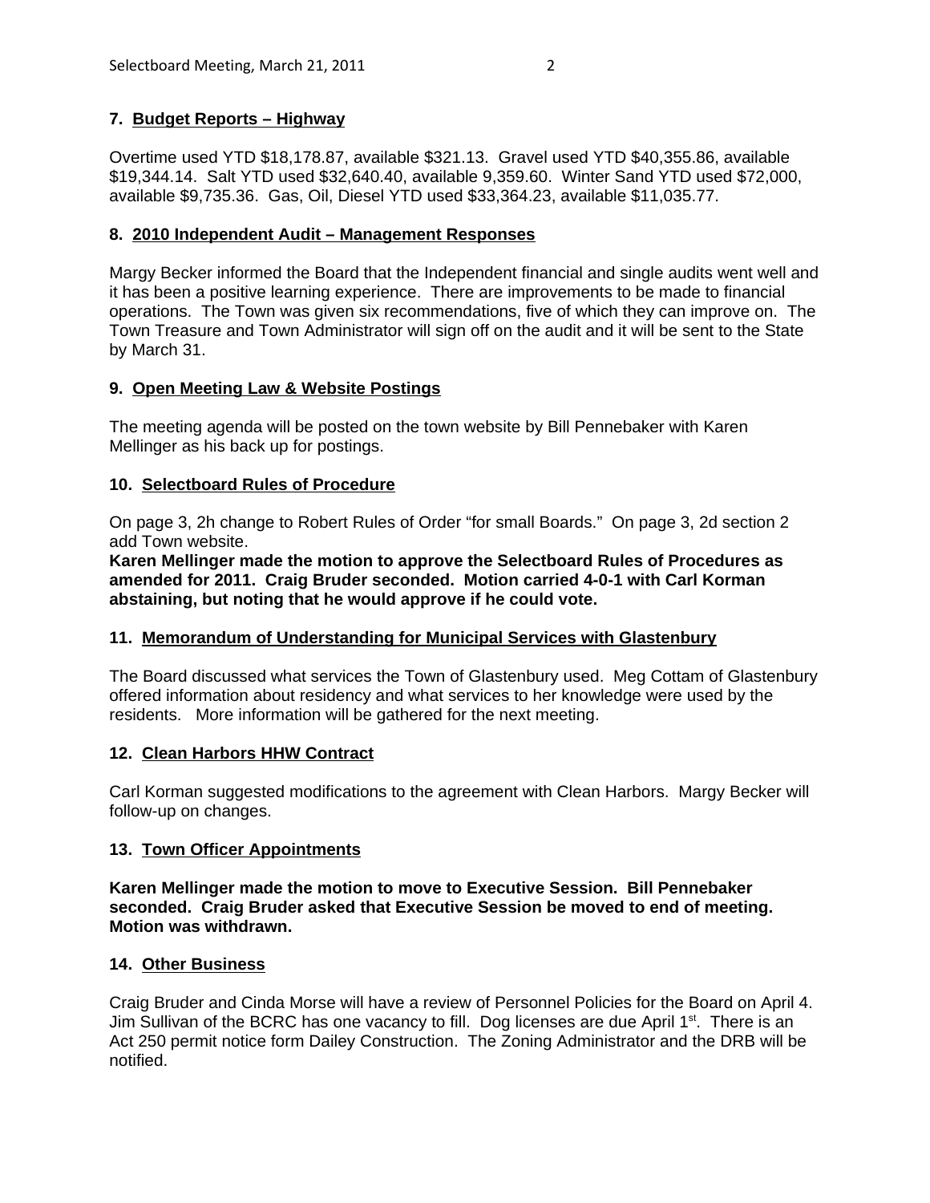## 7. Budget Reports – Highway

Overtime used YTD $18,178.87, available $321.13. Gravel used YTD $40,355.86, available $19,344.14. Salt YTD used $32,640.40, available 9,359.60. Winter Sand YTD used $72,000, available $9,735.36. Gas, Oil, Diesel YTD used $33,364.23, available $11,035.77.

## 8. 2010 Independent Audit – Management Responses

Margy Becker informed the Board that the Independent financial and single audits went well and it has been a positive learning experience. There are improvements to be made to financial operations. The Town was given six recommendations, five of which they can improve on. The Town Treasure and Town Administrator will sign off on the audit and it will be sent to the State by March 31.

## 9. Open Meeting Law & Website Postings

The meeting agenda will be posted on the town website by Bill Pennebaker with Karen Mellinger as his back up for postings.

## 10. Selectboard Rules of Procedure

On page 3, 2h change to Robert Rules of Order "for small Boards." On page 3, 2d section 2 add Town website.

**Karen Mellinger made the motion to approve the Selectboard Rules of Procedures as amended for 2011. Craig Bruder seconded. Motion carried 4-0-1 with Carl Korman abstaining, but noting that he would approve if he could vote.**

## 11. Memorandum of Understanding for Municipal Services with Glastenbury

The Board discussed what services the Town of Glastenbury used. Meg Cottam of Glastenbury offered information about residency and what services to her knowledge were used by the residents. More information will be gathered for the next meeting.

## 12. Clean Harbors HHW Contract

Carl Korman suggested modifications to the agreement with Clean Harbors. Margy Becker will follow-up on changes.

## 13. Town Officer Appointments

**Karen Mellinger made the motion to move to Executive Session. Bill Pennebaker seconded. Craig Bruder asked that Executive Session be moved to end of meeting. Motion was withdrawn.**

## 14. Other Business

Craig Bruder and Cinda Morse will have a review of Personnel Policies for the Board on April 4. Jim Sullivan of the BCRC has one vacancy to fill. Dog licenses are due April 1st. There is an Act 250 permit notice form Dailey Construction. The Zoning Administrator and the DRB will be notified.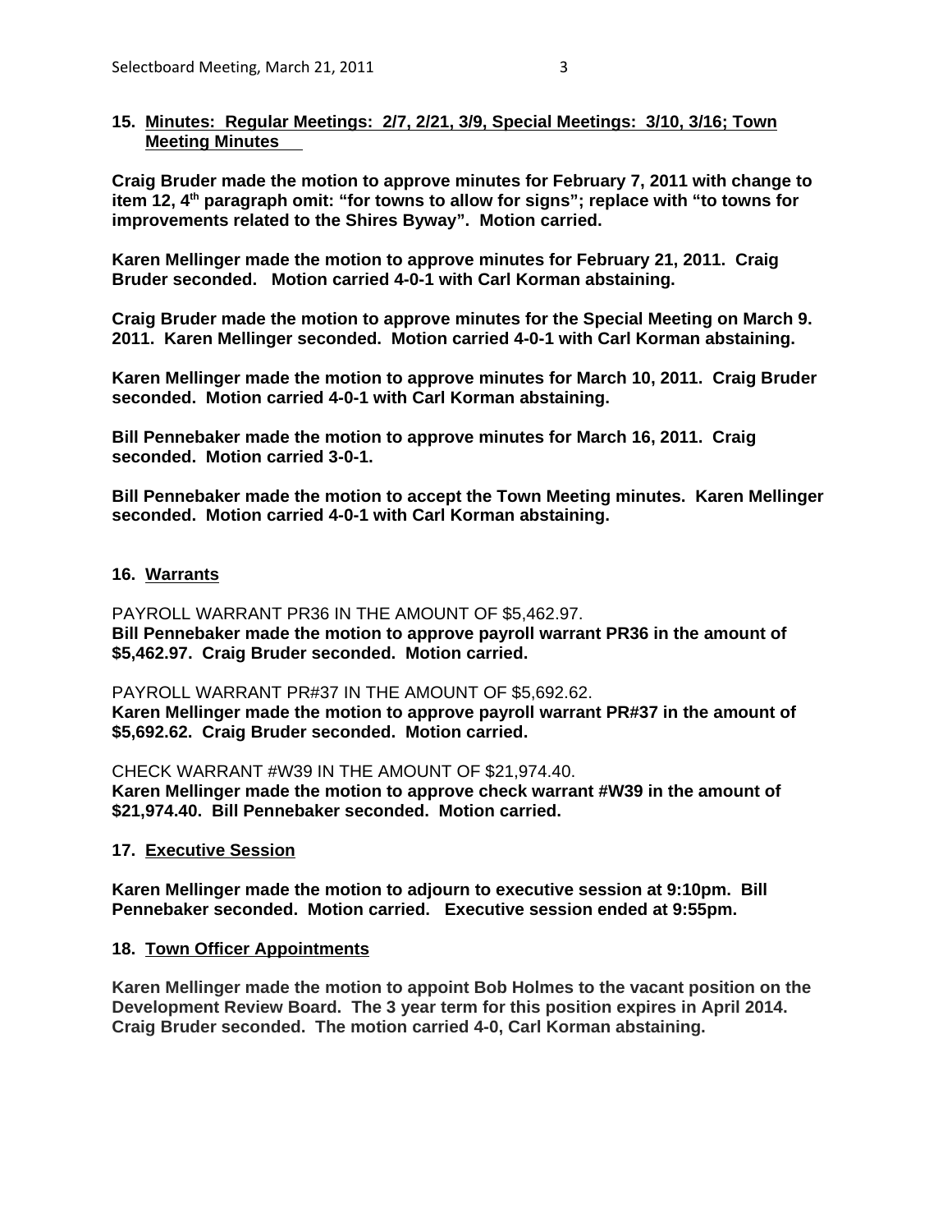## 15. Minutes: Regular Meetings: 2/7, 2/21, 3/9, Special Meetings: 3/10, 3/16; Town Meeting Minutes

**Craig Bruder made the motion to approve minutes for February 7, 2011 with change to item 12, 4th paragraph omit: "for towns to allow for signs"; replace with "to towns for improvements related to the Shires Byway". Motion carried.**

**Karen Mellinger made the motion to approve minutes for February 21, 2011. Craig Bruder seconded. Motion carried 4-0-1 with Carl Korman abstaining.**

**Craig Bruder made the motion to approve minutes for the Special Meeting on March 9. 2011. Karen Mellinger seconded. Motion carried 4-0-1 with Carl Korman abstaining.**

**Karen Mellinger made the motion to approve minutes for March 10, 2011. Craig Bruder seconded. Motion carried 4-0-1 with Carl Korman abstaining.**

**Bill Pennebaker made the motion to approve minutes for March 16, 2011. Craig seconded. Motion carried 3-0-1.**

**Bill Pennebaker made the motion to accept the Town Meeting minutes. Karen Mellinger seconded. Motion carried 4-0-1 with Carl Korman abstaining.**

## 16. Warrants

PAYROLL WARRANT PR36 IN THE AMOUNT OF $5,462.97.
**Bill Pennebaker made the motion to approve payroll warrant PR36 in the amount of $5,462.97. Craig Bruder seconded. Motion carried.**

PAYROLL WARRANT PR#37 IN THE AMOUNT OF $5,692.62.
**Karen Mellinger made the motion to approve payroll warrant PR#37 in the amount of $5,692.62. Craig Bruder seconded. Motion carried.**

CHECK WARRANT #W39 IN THE AMOUNT OF $21,974.40.
**Karen Mellinger made the motion to approve check warrant #W39 in the amount of $21,974.40. Bill Pennebaker seconded. Motion carried.**

## 17. Executive Session

**Karen Mellinger made the motion to adjourn to executive session at 9:10pm. Bill Pennebaker seconded. Motion carried. Executive session ended at 9:55pm.**

## 18. Town Officer Appointments

**Karen Mellinger made the motion to appoint Bob Holmes to the vacant position on the Development Review Board. The 3 year term for this position expires in April 2014. Craig Bruder seconded. The motion carried 4-0, Carl Korman abstaining.**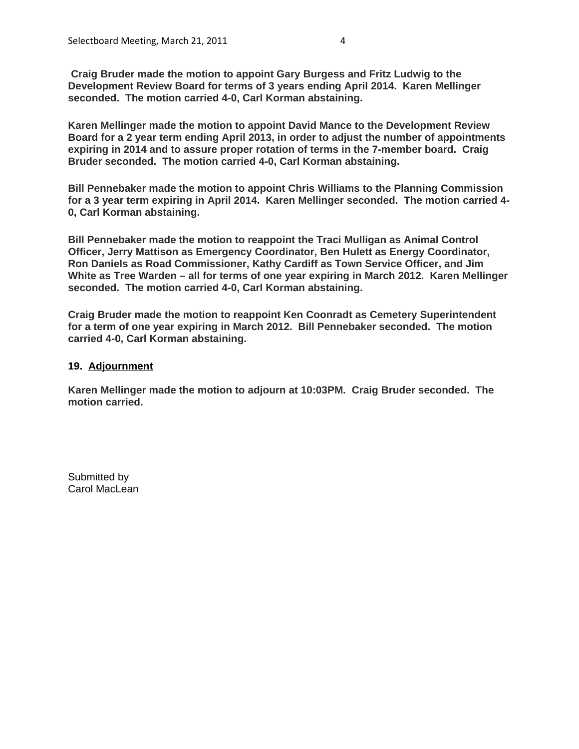**Craig Bruder made the motion to appoint Gary Burgess and Fritz Ludwig to the Development Review Board for terms of 3 years ending April 2014. Karen Mellinger seconded. The motion carried 4-0, Carl Korman abstaining.**

**Karen Mellinger made the motion to appoint David Mance to the Development Review Board for a 2 year term ending April 2013, in order to adjust the number of appointments expiring in 2014 and to assure proper rotation of terms in the 7-member board. Craig Bruder seconded. The motion carried 4-0, Carl Korman abstaining.**

**Bill Pennebaker made the motion to appoint Chris Williams to the Planning Commission for a 3 year term expiring in April 2014. Karen Mellinger seconded. The motion carried 4-0, Carl Korman abstaining.**

**Bill Pennebaker made the motion to reappoint the Traci Mulligan as Animal Control Officer, Jerry Mattison as Emergency Coordinator, Ben Hulett as Energy Coordinator, Ron Daniels as Road Commissioner, Kathy Cardiff as Town Service Officer, and Jim White as Tree Warden – all for terms of one year expiring in March 2012. Karen Mellinger seconded. The motion carried 4-0, Carl Korman abstaining.**

**Craig Bruder made the motion to reappoint Ken Coonradt as Cemetery Superintendent for a term of one year expiring in March 2012. Bill Pennebaker seconded. The motion carried 4-0, Carl Korman abstaining.**

### 19. Adjournment

**Karen Mellinger made the motion to adjourn at 10:03PM. Craig Bruder seconded. The motion carried.**

Submitted by
Carol MacLean